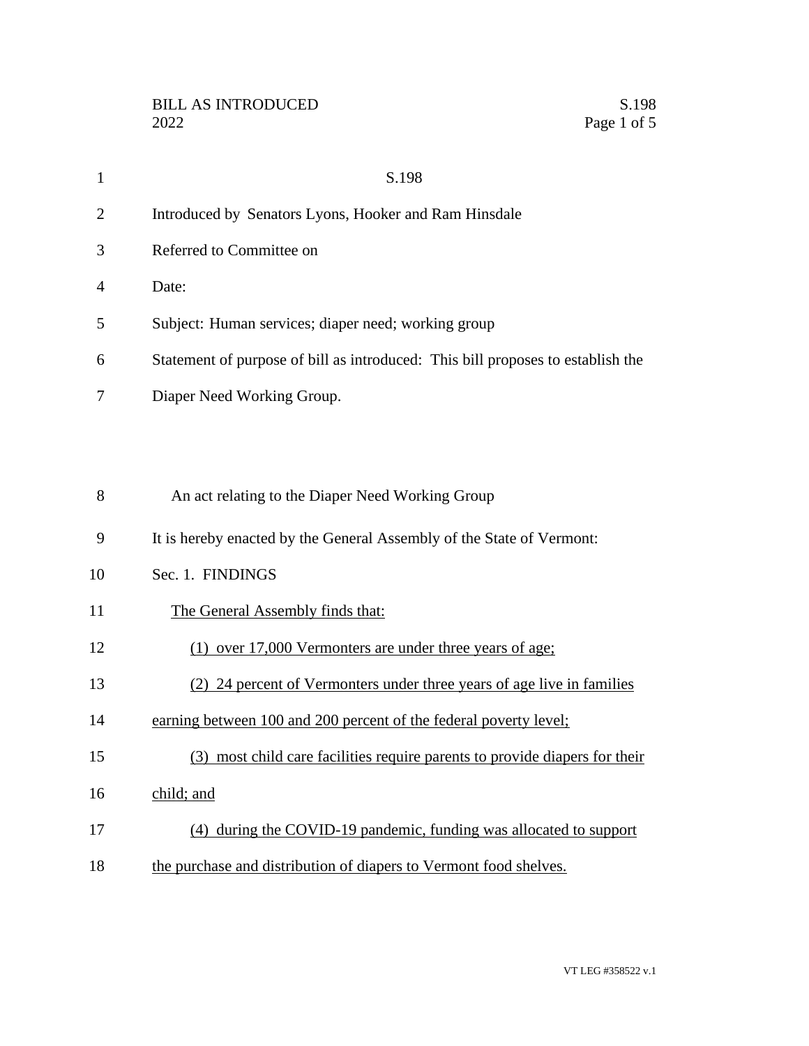BILL AS INTRODUCED
2022

S.198

Introduced by Senators Lyons, Hooker and Ram Hinsdale

Referred to Committee on

Date:

Subject: Human services; diaper need; working group

Statement of purpose of bill as introduced: This bill proposes to establish the Diaper Need Working Group.

An act relating to the Diaper Need Working Group

It is hereby enacted by the General Assembly of the State of Vermont:

Sec. 1. FINDINGS

The General Assembly finds that:

(1) over 17,000 Vermonters are under three years of age;

(2) 24 percent of Vermonters under three years of age live in families earning between 100 and 200 percent of the federal poverty level;

(3) most child care facilities require parents to provide diapers for their child; and

(4) during the COVID-19 pandemic, funding was allocated to support the purchase and distribution of diapers to Vermont food shelves.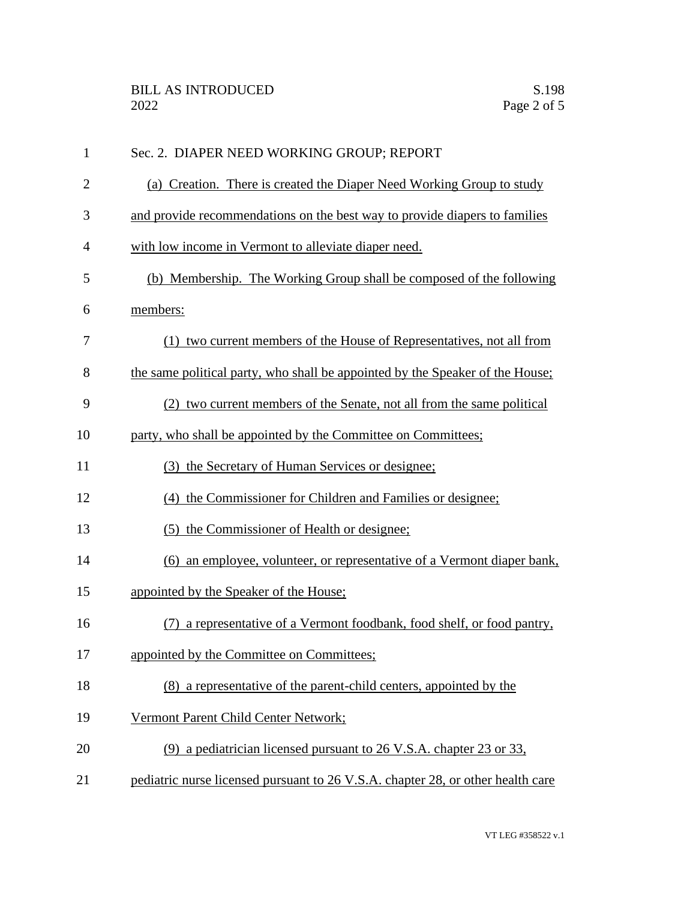Sec. 2. DIAPER NEED WORKING GROUP; REPORT

(a) Creation. There is created the Diaper Need Working Group to study and provide recommendations on the best way to provide diapers to families with low income in Vermont to alleviate diaper need.

(b) Membership. The Working Group shall be composed of the following members:

(1) two current members of the House of Representatives, not all from the same political party, who shall be appointed by the Speaker of the House;

(2) two current members of the Senate, not all from the same political party, who shall be appointed by the Committee on Committees;

(3) the Secretary of Human Services or designee;

(4) the Commissioner for Children and Families or designee;

(5) the Commissioner of Health or designee;

(6) an employee, volunteer, or representative of a Vermont diaper bank, appointed by the Speaker of the House;

(7) a representative of a Vermont foodbank, food shelf, or food pantry, appointed by the Committee on Committees;

(8) a representative of the parent-child centers, appointed by the Vermont Parent Child Center Network;

(9) a pediatrician licensed pursuant to 26 V.S.A. chapter 23 or 33, pediatric nurse licensed pursuant to 26 V.S.A. chapter 28, or other health care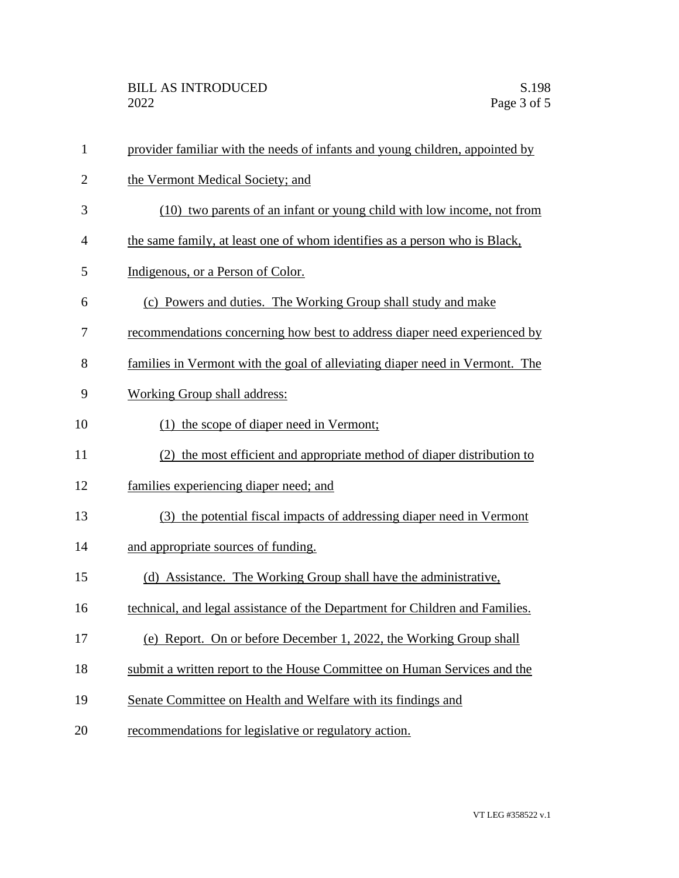provider familiar with the needs of infants and young children, appointed by the Vermont Medical Society; and

(10) two parents of an infant or young child with low income, not from the same family, at least one of whom identifies as a person who is Black, Indigenous, or a Person of Color.

(c) Powers and duties. The Working Group shall study and make recommendations concerning how best to address diaper need experienced by families in Vermont with the goal of alleviating diaper need in Vermont. The Working Group shall address:

(1) the scope of diaper need in Vermont;

(2) the most efficient and appropriate method of diaper distribution to families experiencing diaper need; and

(3) the potential fiscal impacts of addressing diaper need in Vermont and appropriate sources of funding.

(d) Assistance. The Working Group shall have the administrative, technical, and legal assistance of the Department for Children and Families.

(e) Report. On or before December 1, 2022, the Working Group shall submit a written report to the House Committee on Human Services and the Senate Committee on Health and Welfare with its findings and recommendations for legislative or regulatory action.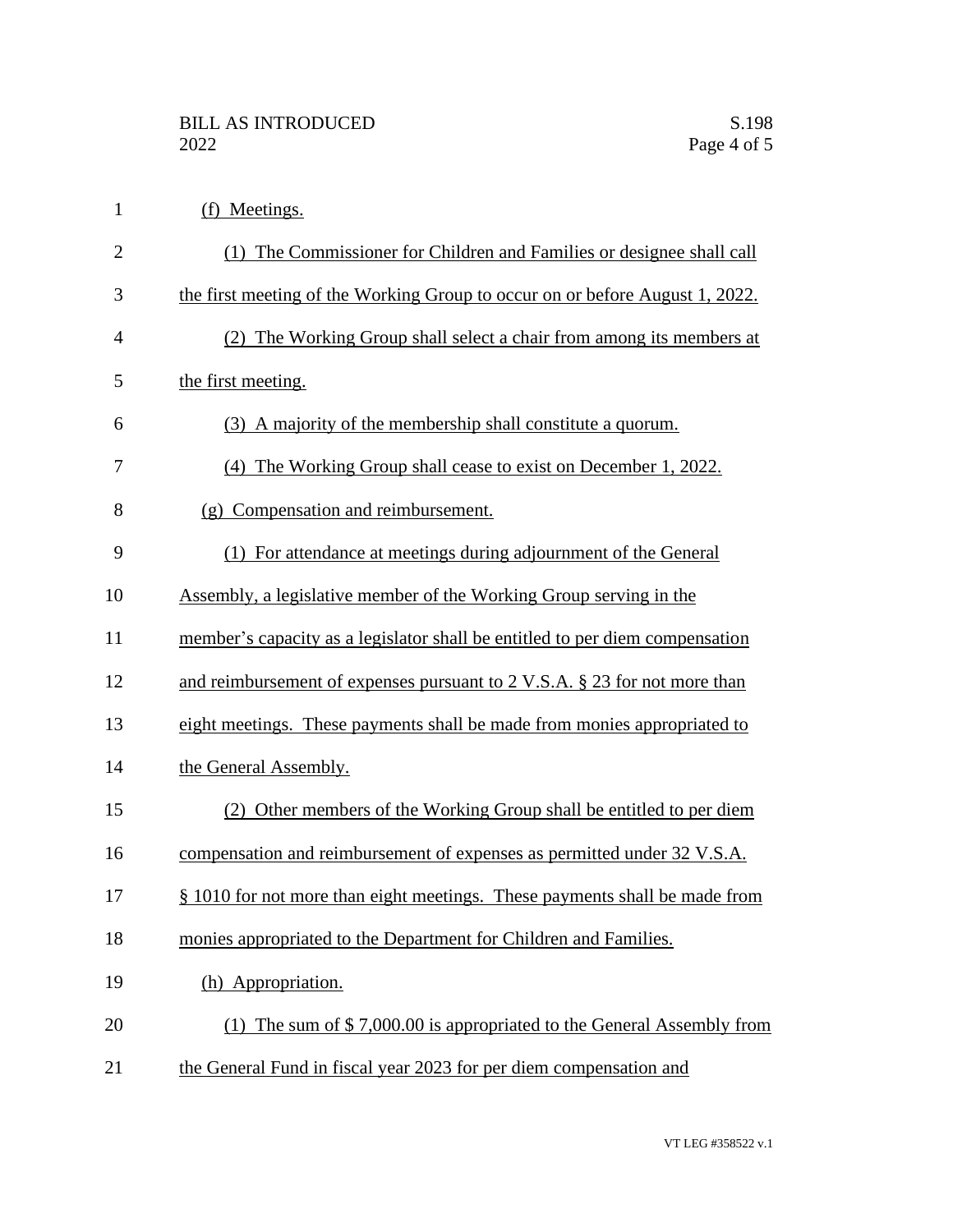(f) Meetings.

(1) The Commissioner for Children and Families or designee shall call the first meeting of the Working Group to occur on or before August 1, 2022.

(2) The Working Group shall select a chair from among its members at the first meeting.

(3) A majority of the membership shall constitute a quorum.

(4) The Working Group shall cease to exist on December 1, 2022.

(g) Compensation and reimbursement.

(1) For attendance at meetings during adjournment of the General Assembly, a legislative member of the Working Group serving in the member's capacity as a legislator shall be entitled to per diem compensation and reimbursement of expenses pursuant to 2 V.S.A. § 23 for not more than eight meetings. These payments shall be made from monies appropriated to the General Assembly.

(2) Other members of the Working Group shall be entitled to per diem compensation and reimbursement of expenses as permitted under 32 V.S.A. § 1010 for not more than eight meetings. These payments shall be made from monies appropriated to the Department for Children and Families.

(h) Appropriation.

(1) The sum of $ 7,000.00 is appropriated to the General Assembly from the General Fund in fiscal year 2023 for per diem compensation and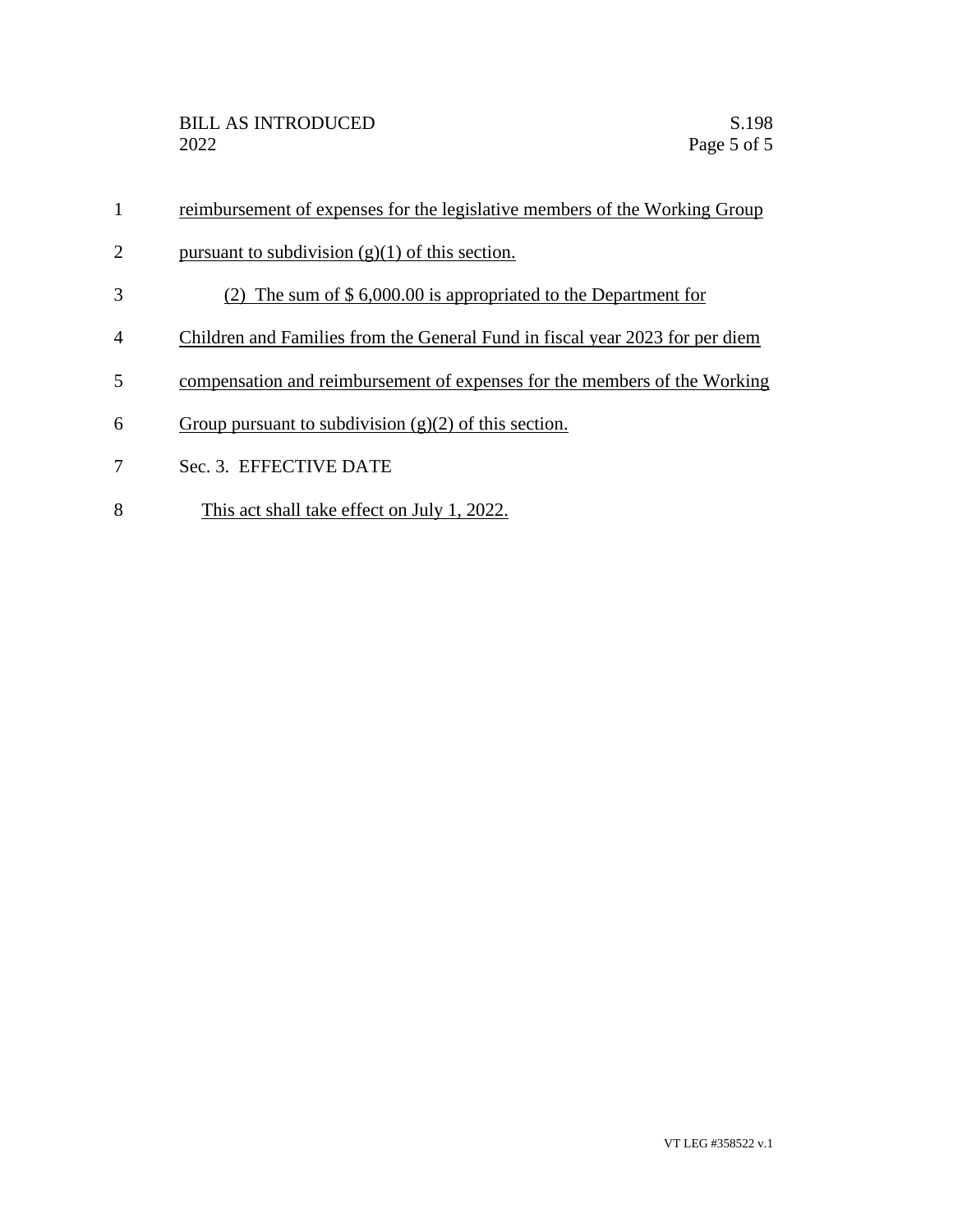reimbursement of expenses for the legislative members of the Working Group pursuant to subdivision (g)(1) of this section.

(2) The sum of $ 6,000.00 is appropriated to the Department for Children and Families from the General Fund in fiscal year 2023 for per diem compensation and reimbursement of expenses for the members of the Working Group pursuant to subdivision (g)(2) of this section.

Sec. 3. EFFECTIVE DATE

This act shall take effect on July 1, 2022.